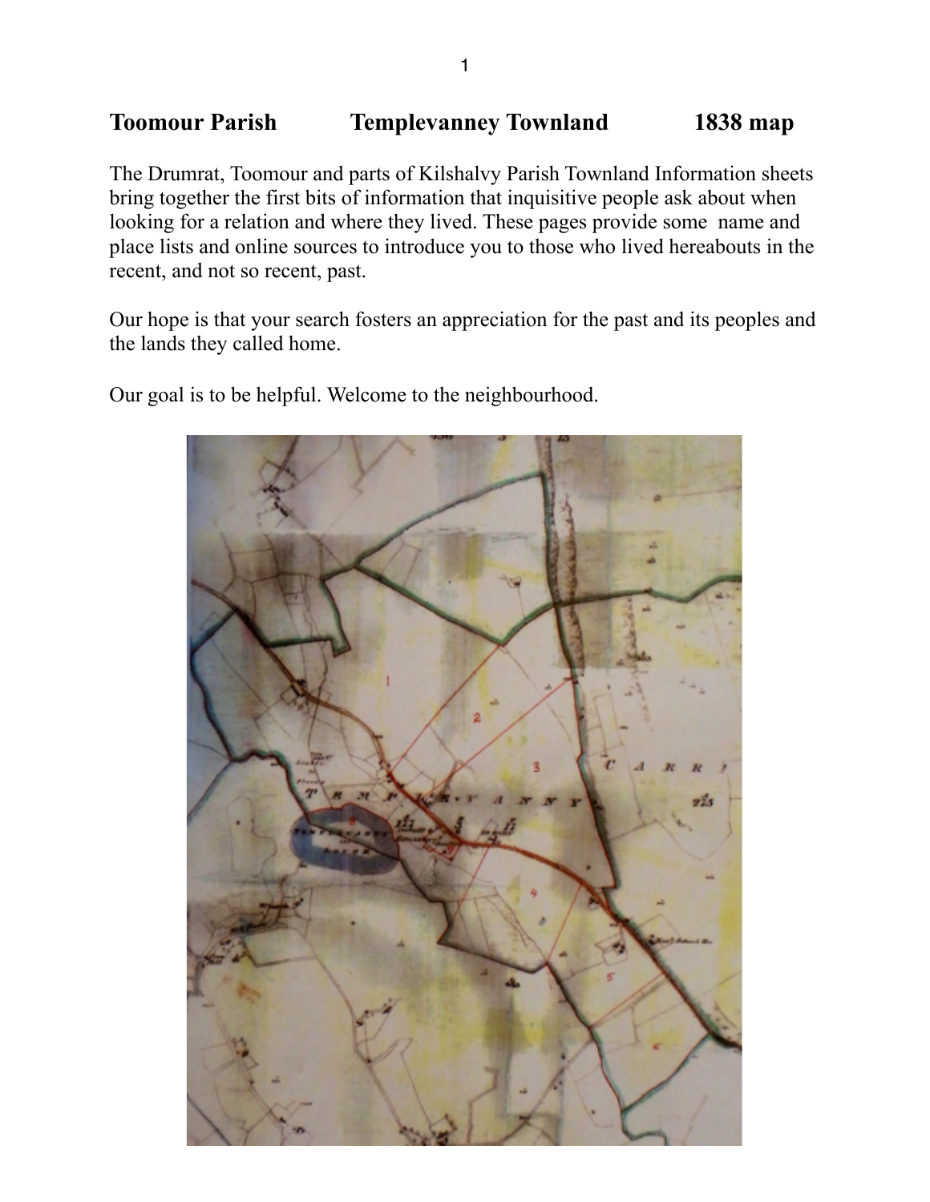# Toomour Parish Templevanney Townland 1838 map

The Drumrat, Toomour and parts of Kilshalvy Parish Townland Information sheets bring together the first bits of information that inquisitive people ask about when looking for a relation and where they lived. These pages provide some name and place lists and online sources to introduce you to those who lived hereabouts in the recent, and not so recent, past.

Our hope is that your search fosters an appreciation for the past and its peoples and the lands they called home.

Our goal is to be helpful. Welcome to the neighbourhood.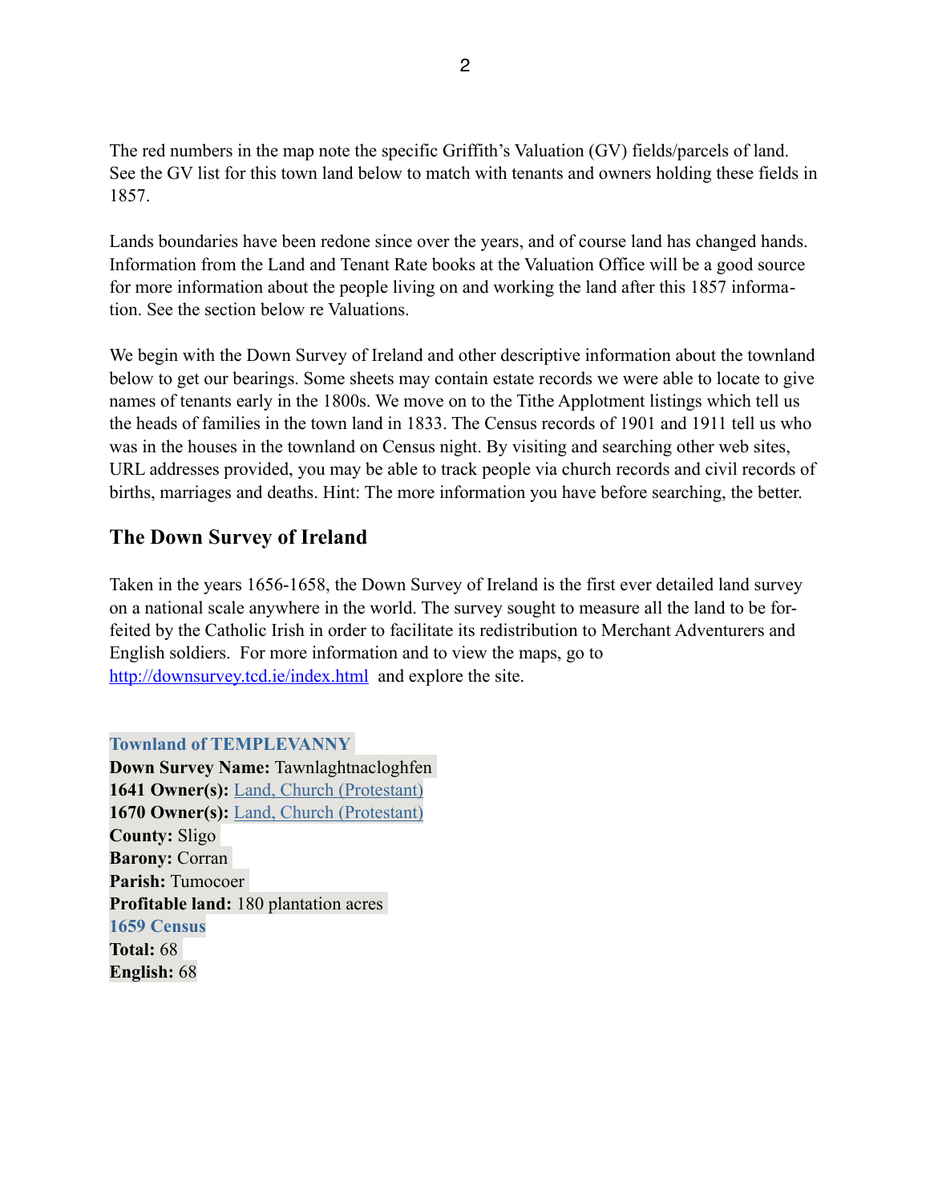The red numbers in the map note the specific Griffith's Valuation (GV) fields/parcels of land. See the GV list for this town land below to match with tenants and owners holding these fields in 1857.

Lands boundaries have been redone since over the years, and of course land has changed hands. Information from the Land and Tenant Rate books at the Valuation Office will be a good source for more information about the people living on and working the land after this 1857 information. See the section below re Valuations.

We begin with the Down Survey of Ireland and other descriptive information about the townland below to get our bearings. Some sheets may contain estate records we were able to locate to give names of tenants early in the 1800s. We move on to the Tithe Applotment listings which tell us the heads of families in the town land in 1833. The Census records of 1901 and 1911 tell us who was in the houses in the townland on Census night. By visiting and searching other web sites, URL addresses provided, you may be able to track people via church records and civil records of births, marriages and deaths. Hint: The more information you have before searching, the better.

## The Down Survey of Ireland

Taken in the years 1656-1658, the Down Survey of Ireland is the first ever detailed land survey on a national scale anywhere in the world. The survey sought to measure all the land to be forfeited by the Catholic Irish in order to facilitate its redistribution to Merchant Adventurers and English soldiers. For more information and to view the maps, go to http://downsurvey.tcd.ie/index.html and explore the site.

**Townland of TEMPLEVANNY**
**Down Survey Name:** Tawnlaghtnacloghfen
**1641 Owner(s):** Land, Church (Protestant)
**1670 Owner(s):** Land, Church (Protestant)
**County:** Sligo
**Barony:** Corran
**Parish:** Tumocoer
**Profitable land:** 180 plantation acres
**1659 Census**
**Total:** 68
**English:** 68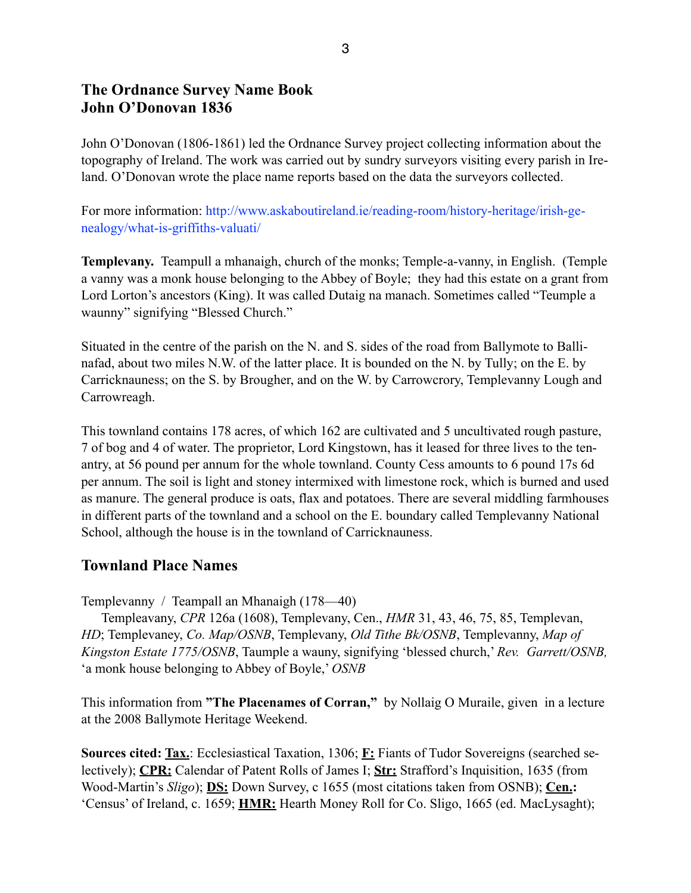## The Ordnance Survey Name Book
## John O'Donovan 1836

John O'Donovan (1806-1861) led the Ordnance Survey project collecting information about the topography of Ireland. The work was carried out by sundry surveyors visiting every parish in Ireland. O'Donovan wrote the place name reports based on the data the surveyors collected.

For more information: http://www.askaboutireland.ie/reading-room/history-heritage/irish-genealogy/what-is-griffiths-valuati/

**Templevany.** Teampull a mhanaigh, church of the monks; Temple-a-vanny, in English. (Temple a vanny was a monk house belonging to the Abbey of Boyle; they had this estate on a grant from Lord Lorton's ancestors (King). It was called Dutaig na manach. Sometimes called "Teumple a waunny" signifying "Blessed Church."

Situated in the centre of the parish on the N. and S. sides of the road from Ballymote to Ballinafad, about two miles N.W. of the latter place. It is bounded on the N. by Tully; on the E. by Carricknauness; on the S. by Brougher, and on the W. by Carrowcrory, Templevanny Lough and Carrowreagh.

This townland contains 178 acres, of which 162 are cultivated and 5 uncultivated rough pasture, 7 of bog and 4 of water. The proprietor, Lord Kingstown, has it leased for three lives to the tenantry, at 56 pound per annum for the whole townland. County Cess amounts to 6 pound 17s 6d per annum. The soil is light and stoney intermixed with limestone rock, which is burned and used as manure. The general produce is oats, flax and potatoes. There are several middling farmhouses in different parts of the townland and a school on the E. boundary called Templevanny National School, although the house is in the townland of Carricknauness.

## Townland Place Names

Templevanny / Teampall an Mhanaigh (178—40)

Templeavany, *CPR* 126a (1608), Templevany, Cen., *HMR* 31, 43, 46, 75, 85, Templevan, *HD*; Templevaney, *Co. Map/OSNB*, Templevany, *Old Tithe Bk/OSNB*, Templevanny, *Map of Kingston Estate 1775/OSNB*, Taumple a wauny, signifying 'blessed church,' *Rev. Garrett/OSNB,* 'a monk house belonging to Abbey of Boyle,' *OSNB*

This information from **"The Placenames of Corran,"** by Nollaig O Muraile, given in a lecture at the 2008 Ballymote Heritage Weekend.

**Sources cited: Tax.**: Ecclesiastical Taxation, 1306; **F:** Fiants of Tudor Sovereigns (searched selectively); **CPR:** Calendar of Patent Rolls of James I; **Str:** Strafford's Inquisition, 1635 (from Wood-Martin's *Sligo*); **DS:** Down Survey, c 1655 (most citations taken from OSNB); **Cen.:** 'Census' of Ireland, c. 1659; **HMR:** Hearth Money Roll for Co. Sligo, 1665 (ed. MacLysaght);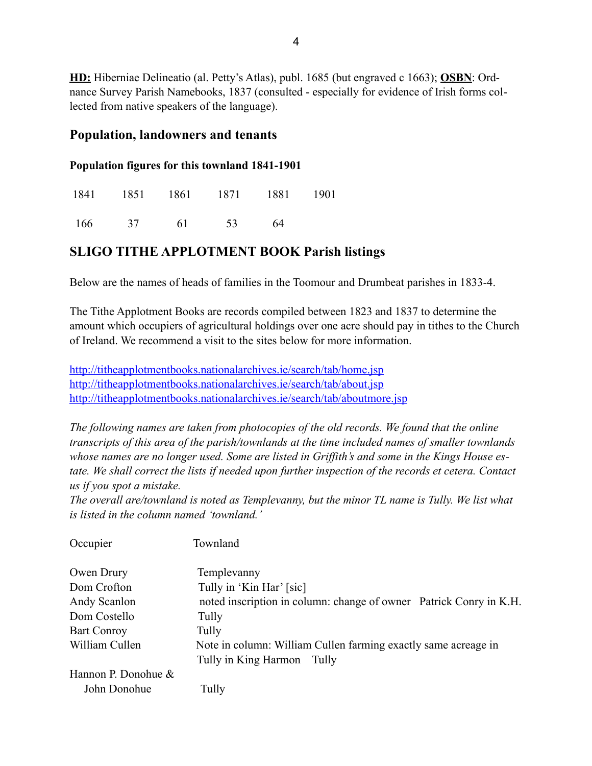**HD:** Hiberniae Delineatio (al. Petty's Atlas), publ. 1685 (but engraved c 1663); **OSBN**: Ordnance Survey Parish Namebooks, 1837 (consulted - especially for evidence of Irish forms collected from native speakers of the language).

## Population, landowners and tenants

### Population figures for this townland 1841-1901

| 1841 | 1851 | 1861 | 1871 | 1881 | 1901 |
|---|---|---|---|---|---|
| 166 | 37 | 61 | 53 | 64 | |

## SLIGO TITHE APPLOTMENT BOOK Parish listings

Below are the names of heads of families in the Toomour and Drumbeat parishes in 1833-4.

The Tithe Applotment Books are records compiled between 1823 and 1837 to determine the amount which occupiers of agricultural holdings over one acre should pay in tithes to the Church of Ireland. We recommend a visit to the sites below for more information.

http://titheapplotmentbooks.nationalarchives.ie/search/tab/home.jsp
http://titheapplotmentbooks.nationalarchives.ie/search/tab/about.jsp
http://titheapplotmentbooks.nationalarchives.ie/search/tab/aboutmore.jsp

*The following names are taken from photocopies of the old records. We found that the online transcripts of this area of the parish/townlands at the time included names of smaller townlands whose names are no longer used. Some are listed in Griffith's and some in the Kings House estate. We shall correct the lists if needed upon further inspection of the records et cetera. Contact us if you spot a mistake.*
*The overall are/townland is noted as Templevanny, but the minor TL name is Tully. We list what is listed in the column named 'townland.'*

| Occupier | Townland |
|---|---|
| Owen Drury | Templevanny |
| Dom Crofton | Tully in 'Kin Har' [sic] |
| Andy Scanlon | noted inscription in column: change of owner Patrick Conry in K.H. |
| Dom Costello | Tully |
| Bart Conroy | Tully |
| William Cullen | Note in column: William Cullen farming exactly same acreage in Tully in King Harmon Tully |
| Hannon P. Donohue & John Donohue | Tully |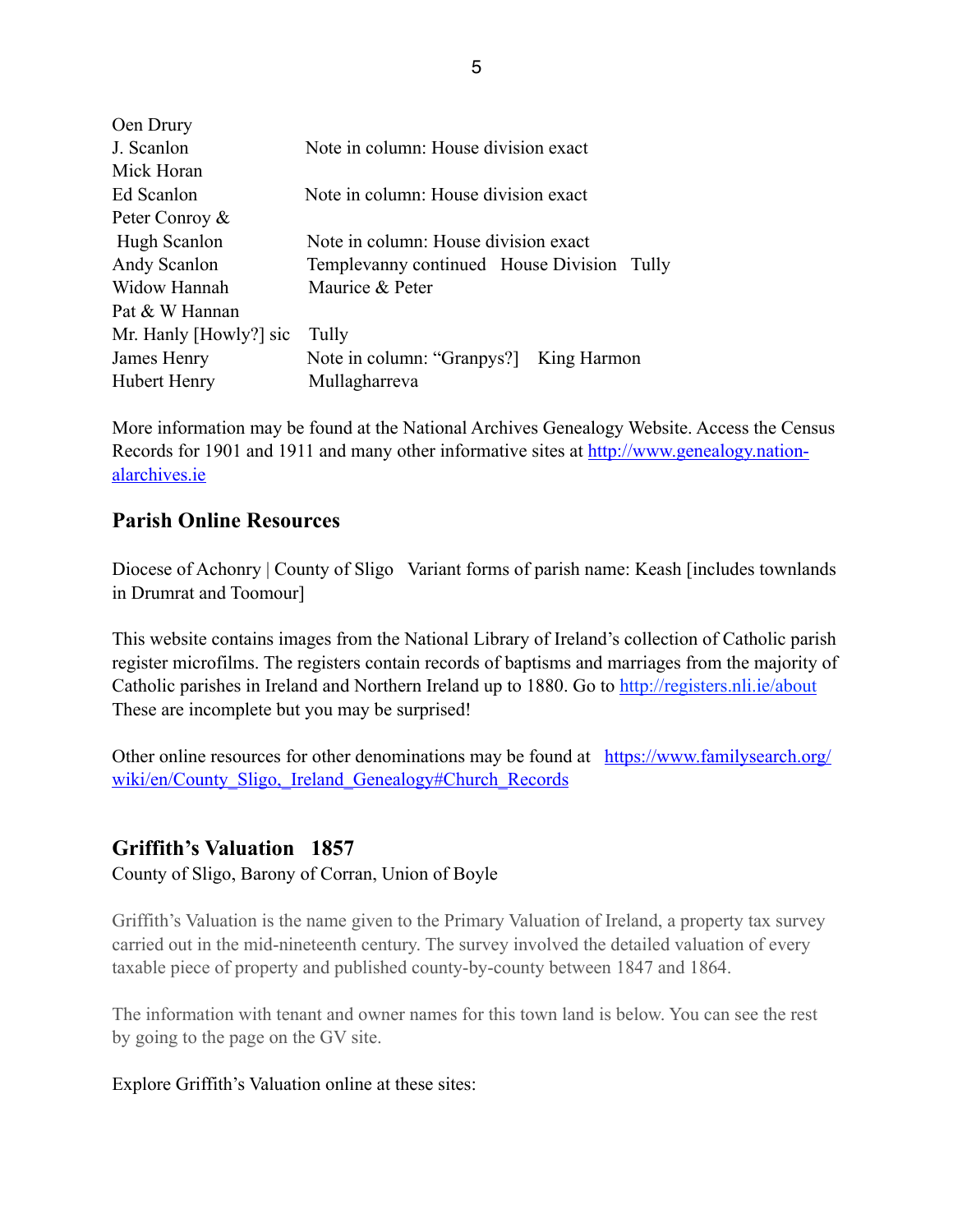| | |
|---|---|
| Oen Drury | |
| J. Scanlon | Note in column: House division exact |
| Mick Horan | |
| Ed Scanlon | Note in column: House division exact |
| Peter Conroy & | |
| Hugh Scanlon | Note in column: House division exact |
| Andy Scanlon | Templevanny continued House Division Tully |
| Widow Hannah | Maurice & Peter |
| Pat & W Hannan | |
| Mr. Hanly [Howly?] sic | Tully |
| James Henry | Note in column: "Granpys?] King Harmon |
| Hubert Henry | Mullagharreva |

More information may be found at the National Archives Genealogy Website. Access the Census Records for 1901 and 1911 and many other informative sites at http://www.genealogy.nationalarchives.ie

## Parish Online Resources

Diocese of Achonry | County of Sligo Variant forms of parish name: Keash [includes townlands in Drumrat and Toomour]

This website contains images from the National Library of Ireland's collection of Catholic parish register microfilms. The registers contain records of baptisms and marriages from the majority of Catholic parishes in Ireland and Northern Ireland up to 1880. Go to http://registers.nli.ie/about These are incomplete but you may be surprised!

Other online resources for other denominations may be found at https://www.familysearch.org/wiki/en/County_Sligo,_Ireland_Genealogy#Church_Records

## Griffith's Valuation 1857

County of Sligo, Barony of Corran, Union of Boyle

Griffith's Valuation is the name given to the Primary Valuation of Ireland, a property tax survey carried out in the mid-nineteenth century. The survey involved the detailed valuation of every taxable piece of property and published county-by-county between 1847 and 1864.

The information with tenant and owner names for this town land is below. You can see the rest by going to the page on the GV site.

Explore Griffith's Valuation online at these sites: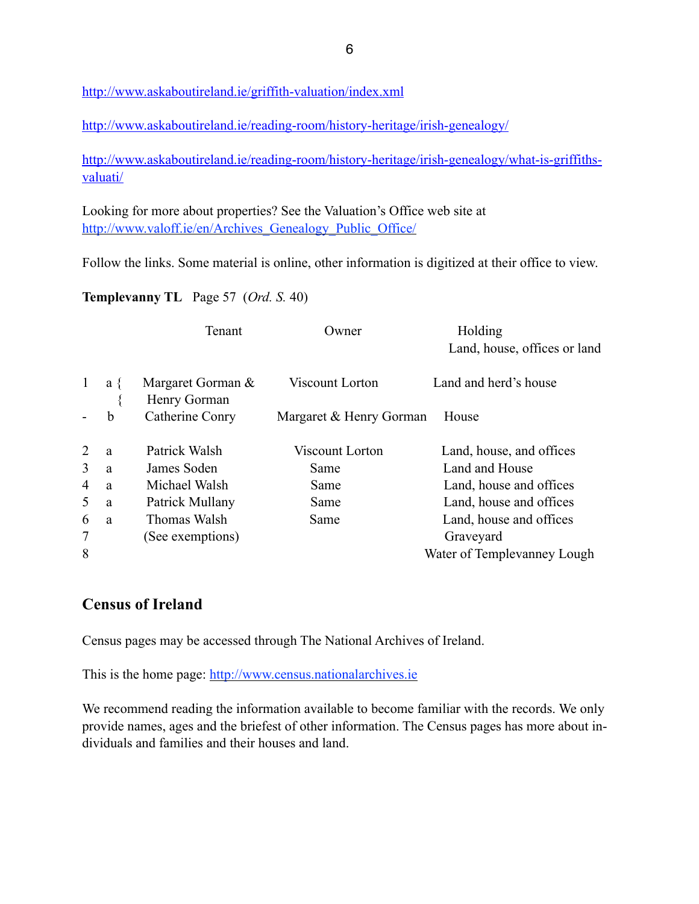http://www.askaboutireland.ie/griffith-valuation/index.xml

http://www.askaboutireland.ie/reading-room/history-heritage/irish-genealogy/

http://www.askaboutireland.ie/reading-room/history-heritage/irish-genealogy/what-is-griffiths-valuati/

Looking for more about properties? See the Valuation's Office web site at http://www.valoff.ie/en/Archives_Genealogy_Public_Office/

Follow the links. Some material is online, other information is digitized at their office to view.

**Templevanny TL** Page 57 (*Ord. S.* 40)

| | | Tenant | Owner | Holding<br>Land, house, offices or land |
|---|---|---|---|---|
| 1 | a { | Margaret Gorman & | Viscount Lorton | Land and herd's house |
| | { | Henry Gorman | | |
| - | b | Catherine Conry | Margaret & Henry Gorman | House |
| 2 | a | Patrick Walsh | Viscount Lorton | Land, house, and offices |
| 3 | a | James Soden | Same | Land and House |
| 4 | a | Michael Walsh | Same | Land, house and offices |
| 5 | a | Patrick Mullany | Same | Land, house and offices |
| 6 | a | Thomas Walsh | Same | Land, house and offices |
| 7 | | (See exemptions) | | Graveyard |
| 8 | | | | Water of Templevanney Lough |

## Census of Ireland

Census pages may be accessed through The National Archives of Ireland.

This is the home page: http://www.census.nationalarchives.ie

We recommend reading the information available to become familiar with the records. We only provide names, ages and the briefest of other information. The Census pages has more about individuals and families and their houses and land.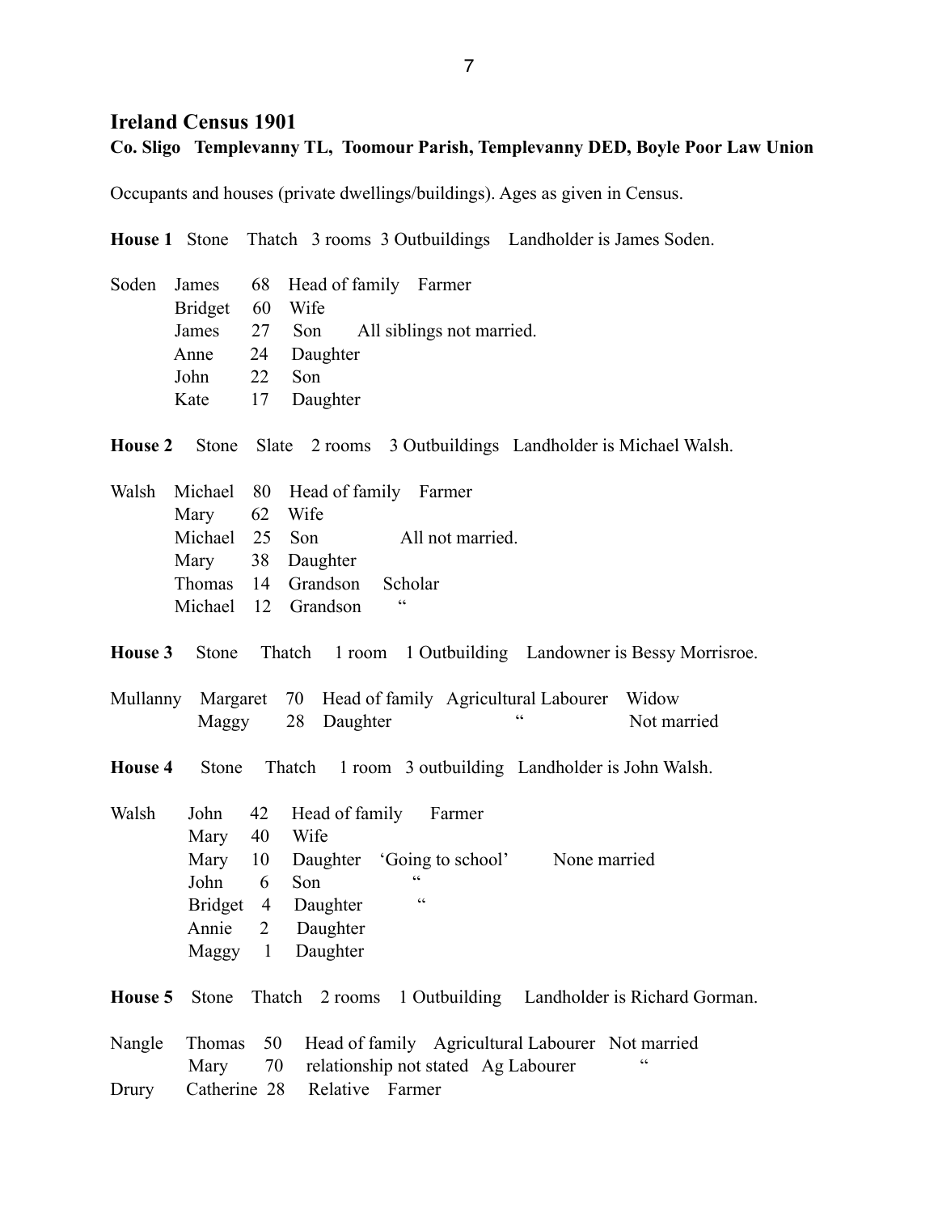## Ireland Census 1901

**Co. Sligo Templevanny TL, Toomour Parish, Templevanny DED, Boyle Poor Law Union**

Occupants and houses (private dwellings/buildings). Ages as given in Census.

**House 1** Stone Thatch 3 rooms 3 Outbuildings Landholder is James Soden.

| Surname | Name | Age | Relationship | Notes |
|---|---|---|---|---|
| Soden | James | 68 | Head of family | Farmer |
| | Bridget | 60 | Wife | |
| | James | 27 | Son | All siblings not married. |
| | Anne | 24 | Daughter | |
| | John | 22 | Son | |
| | Kate | 17 | Daughter | |

**House 2** Stone Slate 2 rooms 3 Outbuildings Landholder is Michael Walsh.

| Surname | Name | Age | Relationship | Occupation | Notes |
|---|---|---|---|---|---|
| Walsh | Michael | 80 | Head of family | Farmer | |
| | Mary | 62 | Wife | | |
| | Michael | 25 | Son | | All not married. |
| | Mary | 38 | Daughter | | |
| | Thomas | 14 | Grandson | Scholar | |
| | Michael | 12 | Grandson | " | |

**House 3** Stone Thatch 1 room 1 Outbuilding Landowner is Bessy Morrisroe.

| Surname | Name | Age | Relationship | Occupation | Marital status |
|---|---|---|---|---|---|
| Mullanny | Margaret | 70 | Head of family | Agricultural Labourer | Widow |
| | Maggy | 28 | Daughter | " | Not married |

**House 4** Stone Thatch 1 room 3 outbuilding Landholder is John Walsh.

| Surname | Name | Age | Relationship | Occupation | Notes |
|---|---|---|---|---|---|
| Walsh | John | 42 | Head of family | Farmer | |
| | Mary | 40 | Wife | | |
| | Mary | 10 | Daughter | 'Going to school' | None married |
| | John | 6 | Son | " | |
| | Bridget | 4 | Daughter | " | |
| | Annie | 2 | Daughter | | |
| | Maggy | 1 | Daughter | | |

**House 5** Stone Thatch 2 rooms 1 Outbuilding Landholder is Richard Gorman.

| Surname | Name | Age | Relationship | Occupation | Marital status |
|---|---|---|---|---|---|
| Nangle | Thomas | 50 | Head of family | Agricultural Labourer | Not married |
| | Mary | 70 | relationship not stated | Ag Labourer | " |
| Drury | Catherine | 28 | Relative | Farmer | |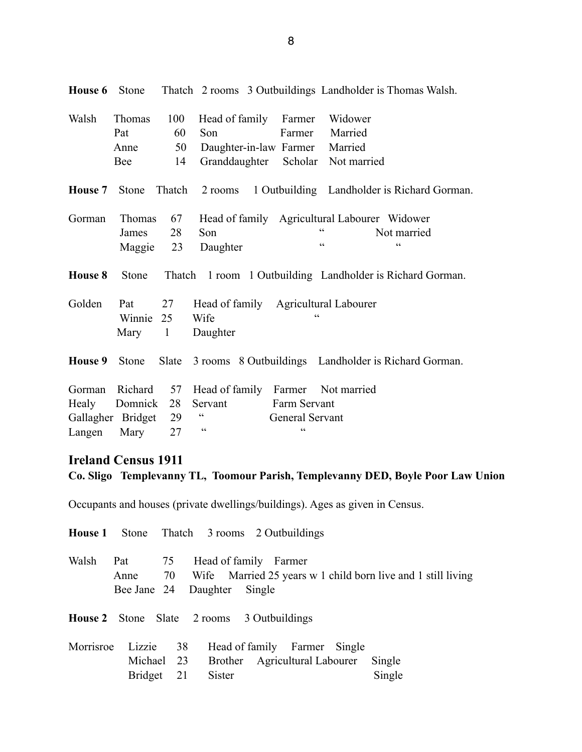**House 6** Stone Thatch 2 rooms 3 Outbuildings Landholder is Thomas Walsh.

| | | | | | |
|---|---|---|---|---|---|
| Walsh | Thomas | 100 | Head of family | Farmer | Widower |
| | Pat | 60 | Son | Farmer | Married |
| | Anne | 50 | Daughter-in-law | Farmer | Married |
| | Bee | 14 | Granddaughter | Scholar | Not married |

**House 7** Stone Thatch 2 rooms 1 Outbuilding Landholder is Richard Gorman.

| | | | | | |
|---|---|---|---|---|---|
| Gorman | Thomas | 67 | Head of family | Agricultural Labourer | Widower |
| | James | 28 | Son | " | Not married |
| | Maggie | 23 | Daughter | " | " |

**House 8** Stone Thatch 1 room 1 Outbuilding Landholder is Richard Gorman.

| | | | | |
|---|---|---|---|---|
| Golden | Pat | 27 | Head of family | Agricultural Labourer |
| | Winnie | 25 | Wife | " |
| | Mary | 1 | Daughter | |

**House 9** Stone Slate 3 rooms 8 Outbuildings Landholder is Richard Gorman.

| | | | | | |
|---|---|---|---|---|---|
| Gorman | Richard | 57 | Head of family | Farmer | Not married |
| Healy | Domnick | 28 | Servant | Farm Servant | |
| Gallagher | Bridget | 29 | " | General Servant | |
| Langen | Mary | 27 | " | " | |

## Ireland Census 1911

**Co. Sligo Templevanny TL, Toomour Parish, Templevanny DED, Boyle Poor Law Union**

Occupants and houses (private dwellings/buildings). Ages as given in Census.

**House 1** Stone Thatch 3 rooms 2 Outbuildings

| | | | | |
|---|---|---|---|---|
| Walsh | Pat | 75 | Head of family | Farmer |
| | Anne | 70 | Wife | Married 25 years w 1 child born live and 1 still living |
| | Bee Jane | 24 | Daughter | Single |

**House 2** Stone Slate 2 rooms 3 Outbuildings

| | | | | | |
|---|---|---|---|---|---|
| Morrisroe | Lizzie | 38 | Head of family | Farmer | Single |
| | Michael | 23 | Brother | Agricultural Labourer | Single |
| | Bridget | 21 | Sister | | Single |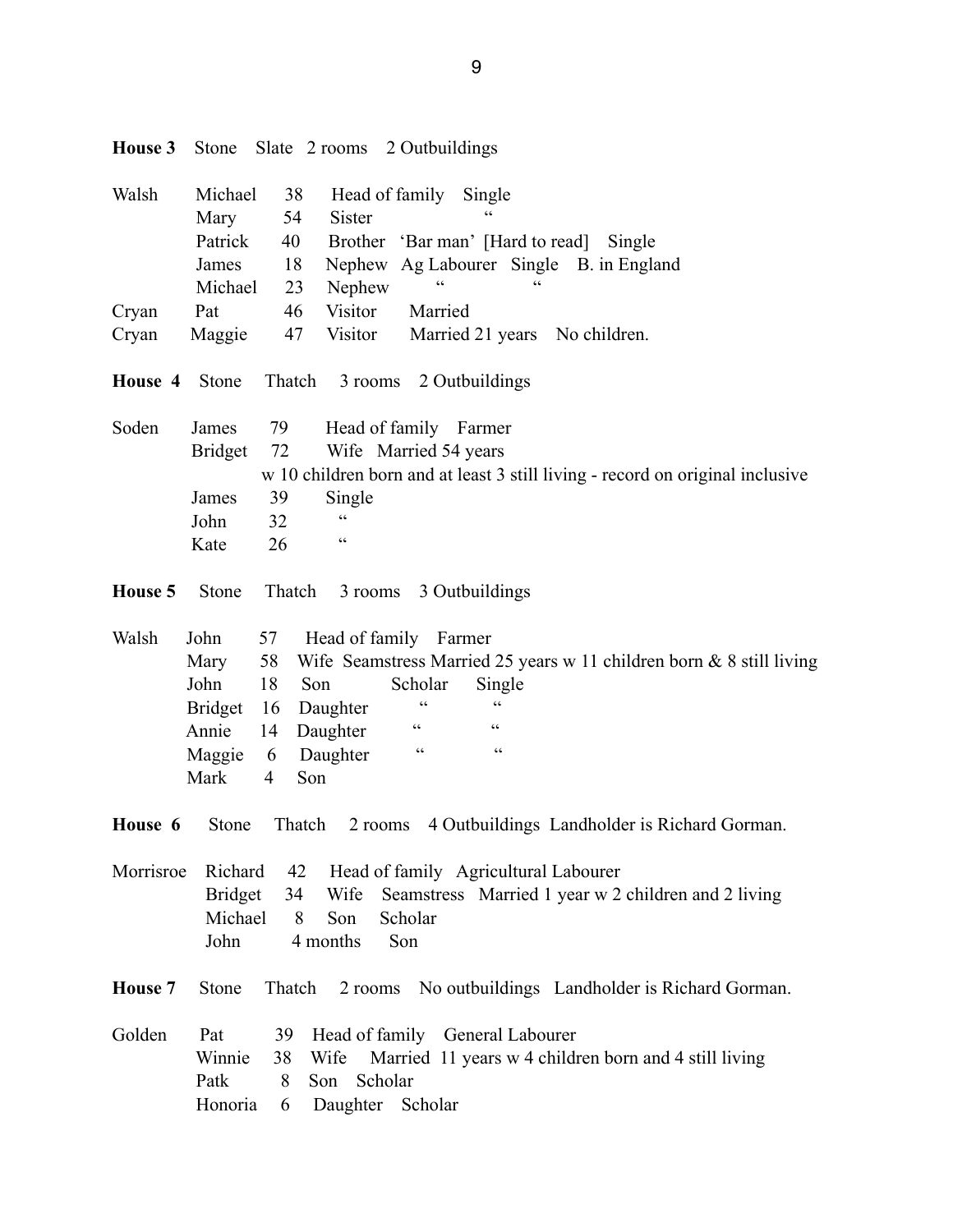**House 3** Stone Slate 2 rooms 2 Outbuildings

| | | | |
|---|---|---|---|
| Walsh | Michael | 38 | Head of family Single |
| | Mary | 54 | Sister " |
| | Patrick | 40 | Brother 'Bar man' [Hard to read] Single |
| | James | 18 | Nephew Ag Labourer Single B. in England |
| | Michael | 23 | Nephew " " |
| Cryan | Pat | 46 | Visitor Married |
| Cryan | Maggie | 47 | Visitor Married 21 years No children. |

**House 4** Stone Thatch 3 rooms 2 Outbuildings

| | | | |
|---|---|---|---|
| Soden | James | 79 | Head of family Farmer |
| | Bridget | 72 | Wife Married 54 years |
| | | | w 10 children born and at least 3 still living - record on original inclusive |
| | James | 39 | Single |
| | John | 32 | " |
| | Kate | 26 | " |

**House 5** Stone Thatch 3 rooms 3 Outbuildings

| | | | |
|---|---|---|---|
| Walsh | John | 57 | Head of family Farmer |
| | Mary | 58 | Wife Seamstress Married 25 years w 11 children born & 8 still living |
| | John | 18 | Son Scholar Single |
| | Bridget | 16 | Daughter " " |
| | Annie | 14 | Daughter " " |
| | Maggie | 6 | Daughter " " |
| | Mark | 4 | Son |

**House 6** Stone Thatch 2 rooms 4 Outbuildings Landholder is Richard Gorman.

| | | | |
|---|---|---|---|
| Morrisroe | Richard | 42 | Head of family Agricultural Labourer |
| | Bridget | 34 | Wife Seamstress Married 1 year w 2 children and 2 living |
| | Michael | 8 | Son Scholar |
| | John | 4 months | Son |

**House 7** Stone Thatch 2 rooms No outbuildings Landholder is Richard Gorman.

| | | | |
|---|---|---|---|
| Golden | Pat | 39 | Head of family General Labourer |
| | Winnie | 38 | Wife Married 11 years w 4 children born and 4 still living |
| | Patk | 8 | Son Scholar |
| | Honoria | 6 | Daughter Scholar |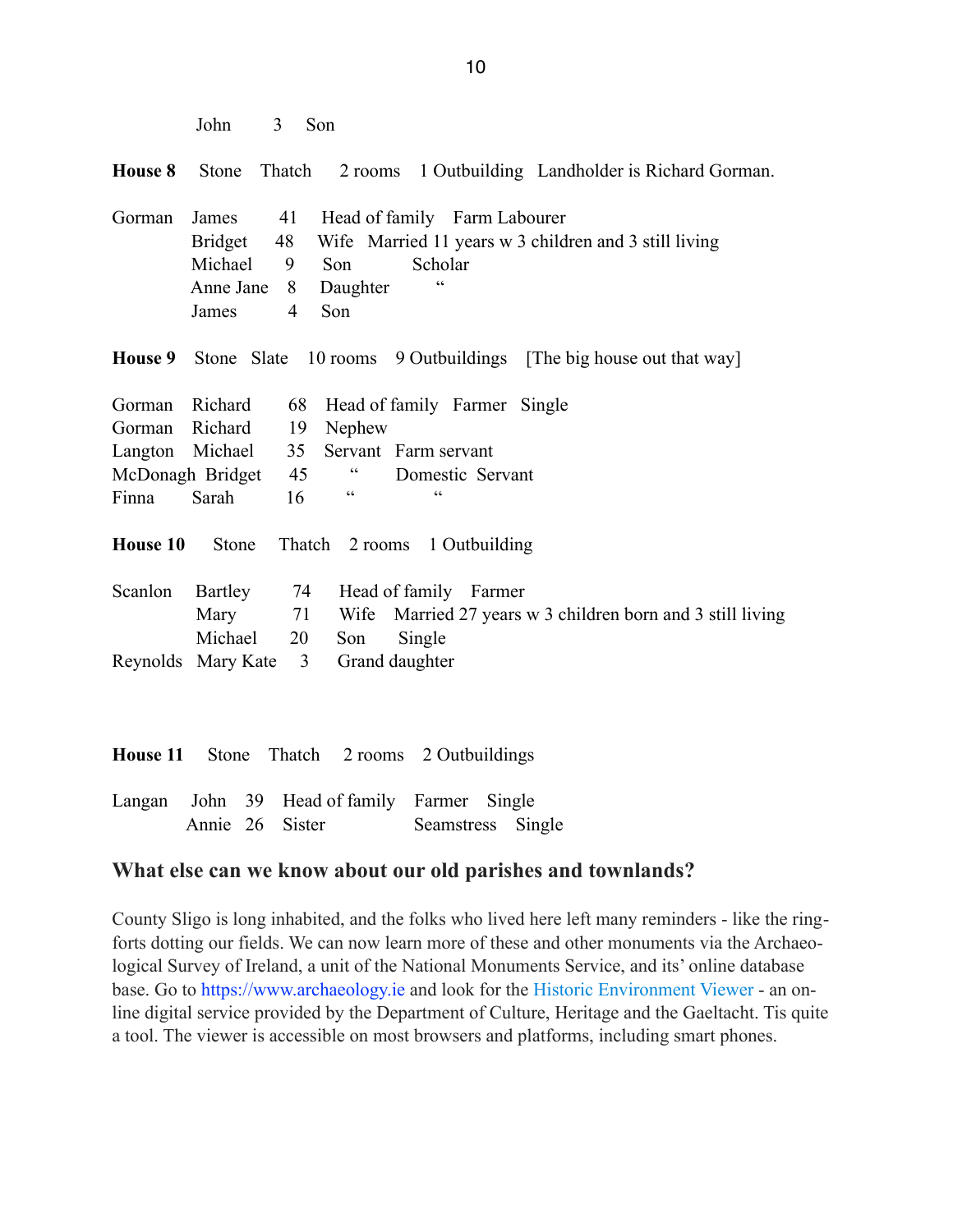| | | | |
|---|---|---|---|
| | John | 3 | Son |

**House 8** Stone Thatch 2 rooms 1 Outbuilding Landholder is Richard Gorman.

| | | | | |
|---|---|---|---|---|
| Gorman | James | 41 | Head of family | Farm Labourer |
| | Bridget | 48 | Wife | Married 11 years w 3 children and 3 still living |
| | Michael | 9 | Son | Scholar |
| | Anne Jane | 8 | Daughter | " |
| | James | 4 | Son | |

**House 9** Stone Slate 10 rooms 9 Outbuildings [The big house out that way]

| | | | | | |
|---|---|---|---|---|---|
| Gorman | Richard | 68 | Head of family | Farmer | Single |
| Gorman | Richard | 19 | Nephew | | |
| Langton | Michael | 35 | Servant | Farm servant | |
| McDonagh | Bridget | 45 | " | Domestic Servant | |
| Finna | Sarah | 16 | " | " | |

**House 10** Stone Thatch 2 rooms 1 Outbuilding

| | | | | |
|---|---|---|---|---|
| Scanlon | Bartley | 74 | Head of family | Farmer |
| | Mary | 71 | Wife | Married 27 years w 3 children born and 3 still living |
| | Michael | 20 | Son | Single |
| Reynolds | Mary Kate | 3 | Grand daughter | |

**House 11** Stone Thatch 2 rooms 2 Outbuildings

| | | | | | |
|---|---|---|---|---|---|
| Langan | John | 39 | Head of family | Farmer | Single |
| | Annie | 26 | Sister | Seamstress | Single |

## What else can we know about our old parishes and townlands?

County Sligo is long inhabited, and the folks who lived here left many reminders - like the ring-forts dotting our fields. We can now learn more of these and other monuments via the Archaeological Survey of Ireland, a unit of the National Monuments Service, and its' online database base. Go to https://www.archaeology.ie and look for the Historic Environment Viewer - an on-line digital service provided by the Department of Culture, Heritage and the Gaeltacht. Tis quite a tool. The viewer is accessible on most browsers and platforms, including smart phones.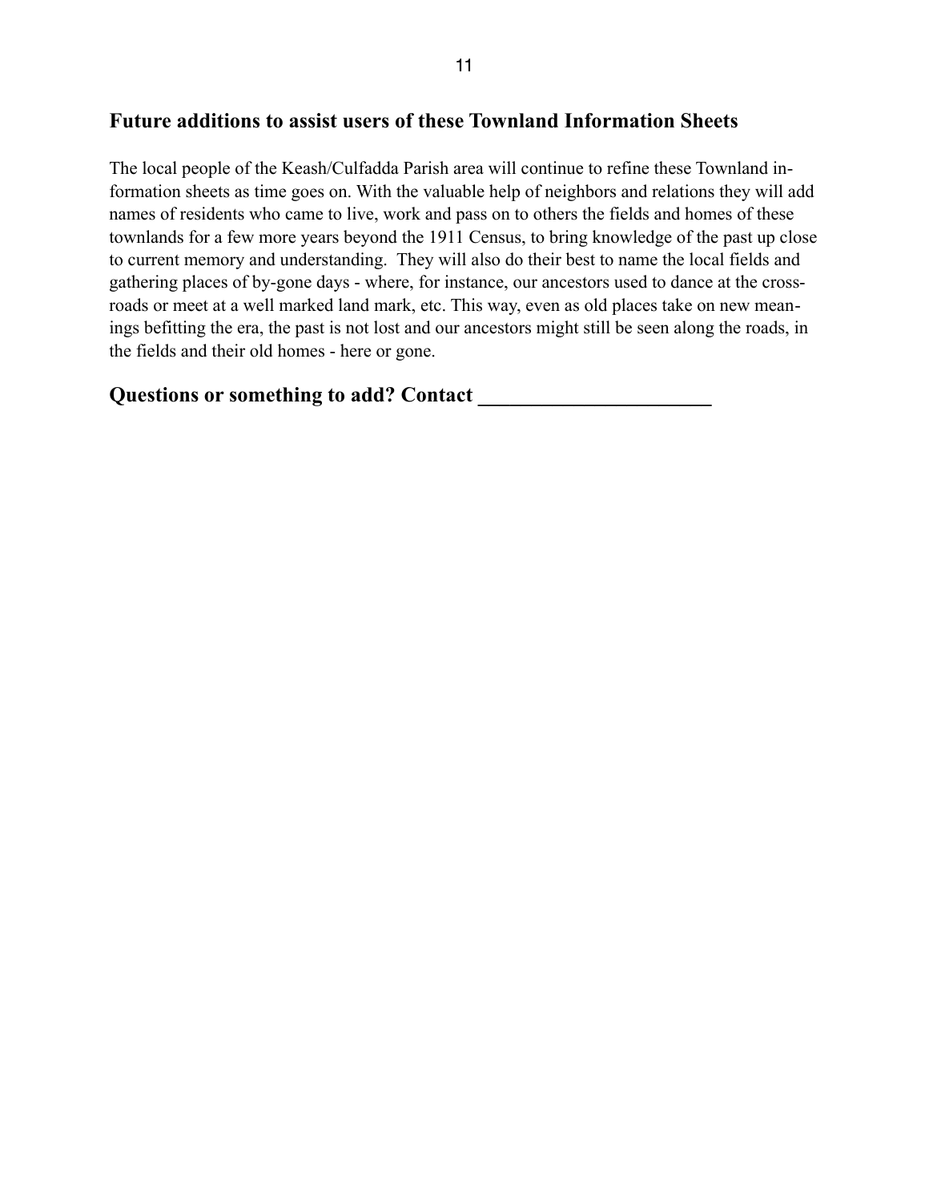## Future additions to assist users of these Townland Information Sheets

The local people of the Keash/Culfadda Parish area will continue to refine these Townland information sheets as time goes on. With the valuable help of neighbors and relations they will add names of residents who came to live, work and pass on to others the fields and homes of these townlands for a few more years beyond the 1911 Census, to bring knowledge of the past up close to current memory and understanding. They will also do their best to name the local fields and gathering places of by-gone days - where, for instance, our ancestors used to dance at the crossroads or meet at a well marked land mark, etc. This way, even as old places take on new meanings befitting the era, the past is not lost and our ancestors might still be seen along the roads, in the fields and their old homes - here or gone.

## Questions or something to add? Contact ______________________